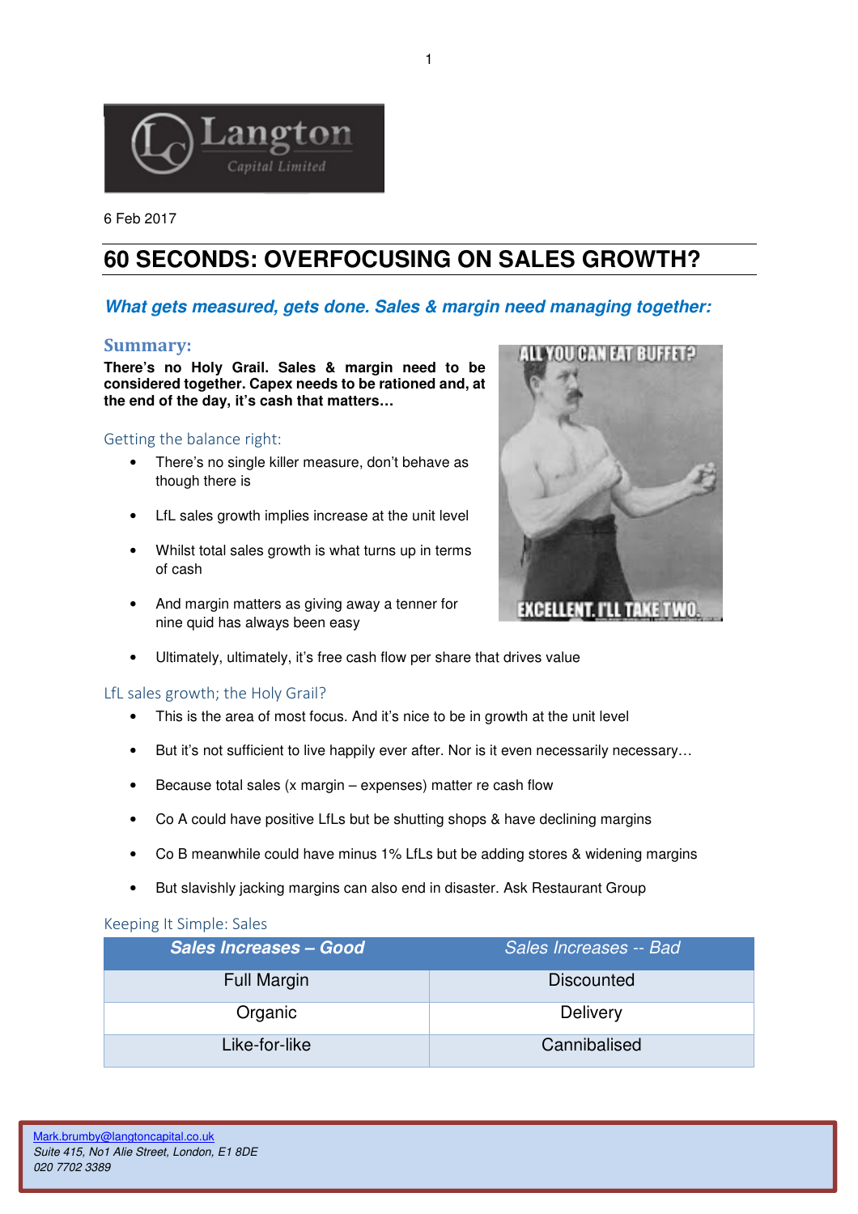6 Feb 2017

# 60 SECONDS: OVERFOCUSING ON SALES GROWTH?

## *What gets measured, gets done. Sales & margin need managing together:*

## Summary:

**There's no Holy Grail. Sales & margin need to be considered together. Capex needs to be rationed and, at the end of the day, it's cash that matters…**

### Getting the balance right:

- There's no single killer measure, don't behave as though there is
- LfL sales growth implies increase at the unit level
- Whilst total sales growth is what turns up in terms of cash
- And margin matters as giving away a tenner for nine quid has always been easy
- Ultimately, ultimately, it's free cash flow per share that drives value

### LfL sales growth; the Holy Grail?

- This is the area of most focus. And it's nice to be in growth at the unit level
- But it's not sufficient to live happily ever after. Nor is it even necessarily necessary…
- Because total sales (x margin – expenses) matter re cash flow
- Co A could have positive LfLs but be shutting shops & have declining margins
- Co B meanwhile could have minus 1% LfLs but be adding stores & widening margins
- But slavishly jacking margins can also end in disaster. Ask Restaurant Group

### Keeping It Simple: Sales

| ***Sales Increases – Good*** | *Sales Increases -- Bad* |
| --- | --- |
| Full Margin | Discounted |
| Organic | Delivery |
| Like-for-like | Cannibalised |

Mark.brumby@langtoncapital.co.uk
*Suite 415, No1 Alie Street, London, E1 8DE*
*020 7702 3389*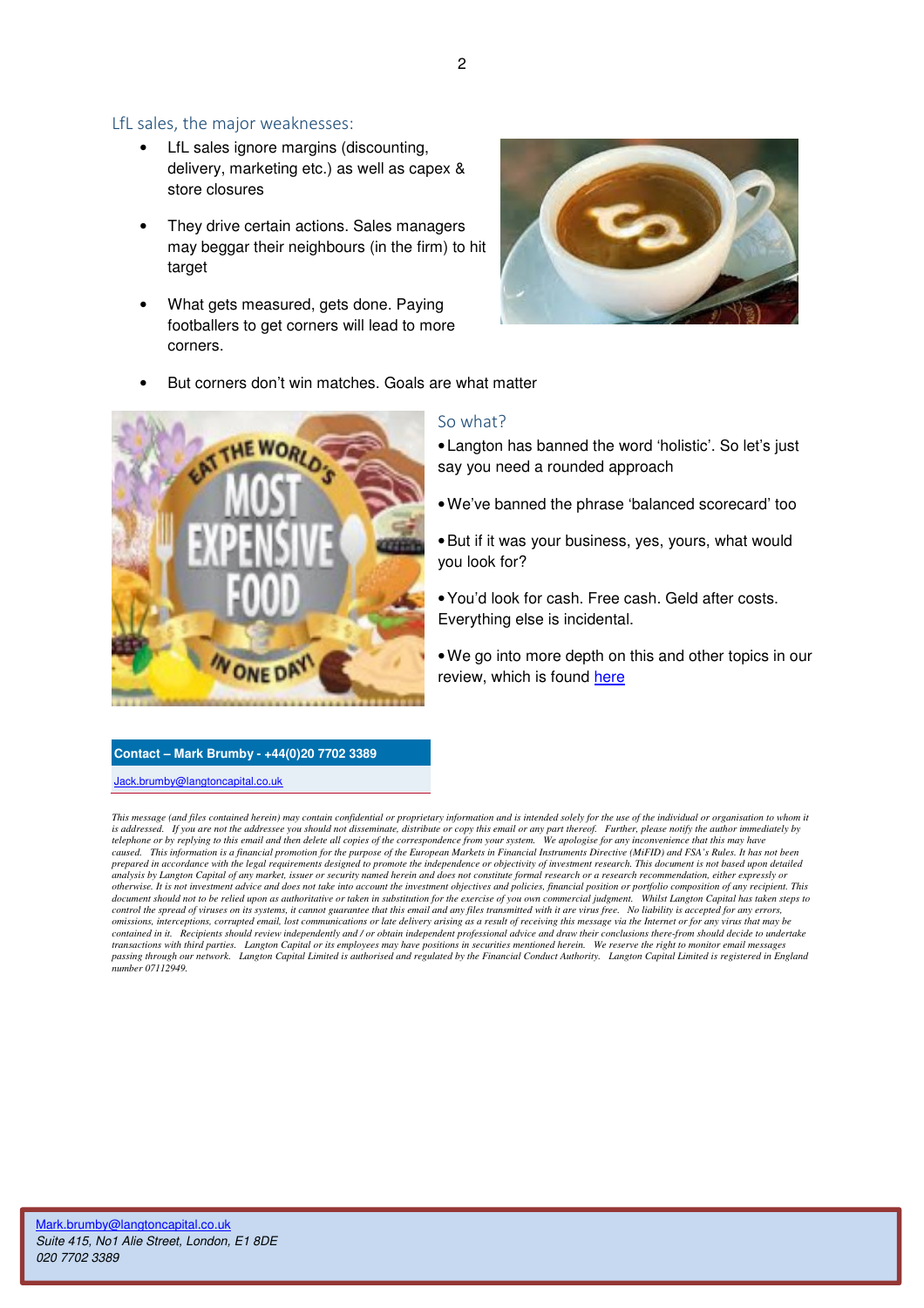## LfL sales, the major weaknesses:

- LfL sales ignore margins (discounting, delivery, marketing etc.) as well as capex & store closures
- They drive certain actions. Sales managers may beggar their neighbours (in the firm) to hit target
- What gets measured, gets done. Paying footballers to get corners will lead to more corners.
- But corners don't win matches. Goals are what matter

## So what?

- Langton has banned the word 'holistic'. So let's just say you need a rounded approach
- We've banned the phrase 'balanced scorecard' too
- But if it was your business, yes, yours, what would you look for?
- You'd look for cash. Free cash. Geld after costs. Everything else is incidental.
- We go into more depth on this and other topics in our review, which is found here

**Contact – Mark Brumby - +44(0)20 7702 3389**

Jack.brumby@langtoncapital.co.uk

*This message (and files contained herein) may contain confidential or proprietary information and is intended solely for the use of the individual or organisation to whom it is addressed. If you are not the addressee you should not disseminate, distribute or copy this email or any part thereof. Further, please notify the author immediately by telephone or by replying to this email and then delete all copies of the correspondence from your system. We apologise for any inconvenience that this may have caused. This information is a financial promotion for the purpose of the European Markets in Financial Instruments Directive (MiFID) and FSA's Rules. It has not been prepared in accordance with the legal requirements designed to promote the independence or objectivity of investment research. This document is not based upon detailed analysis by Langton Capital of any market, issuer or security named herein and does not constitute formal research or a research recommendation, either expressly or otherwise. It is not investment advice and does not take into account the investment objectives and policies, financial position or portfolio composition of any recipient. This document should not to be relied upon as authoritative or taken in substitution for the exercise of you own commercial judgment. Whilst Langton Capital has taken steps to control the spread of viruses on its systems, it cannot guarantee that this email and any files transmitted with it are virus free. No liability is accepted for any errors, omissions, interceptions, corrupted email, lost communications or late delivery arising as a result of receiving this message via the Internet or for any virus that may be contained in it. Recipients should review independently and / or obtain independent professional advice and draw their conclusions there-from should decide to undertake transactions with third parties. Langton Capital or its employees may have positions in securities mentioned herein. We reserve the right to monitor email messages passing through our network. Langton Capital Limited is authorised and regulated by the Financial Conduct Authority. Langton Capital Limited is registered in England number 07112949.*

Mark.brumby@langtoncapital.co.uk
*Suite 415, No1 Alie Street, London, E1 8DE*
*020 7702 3389*